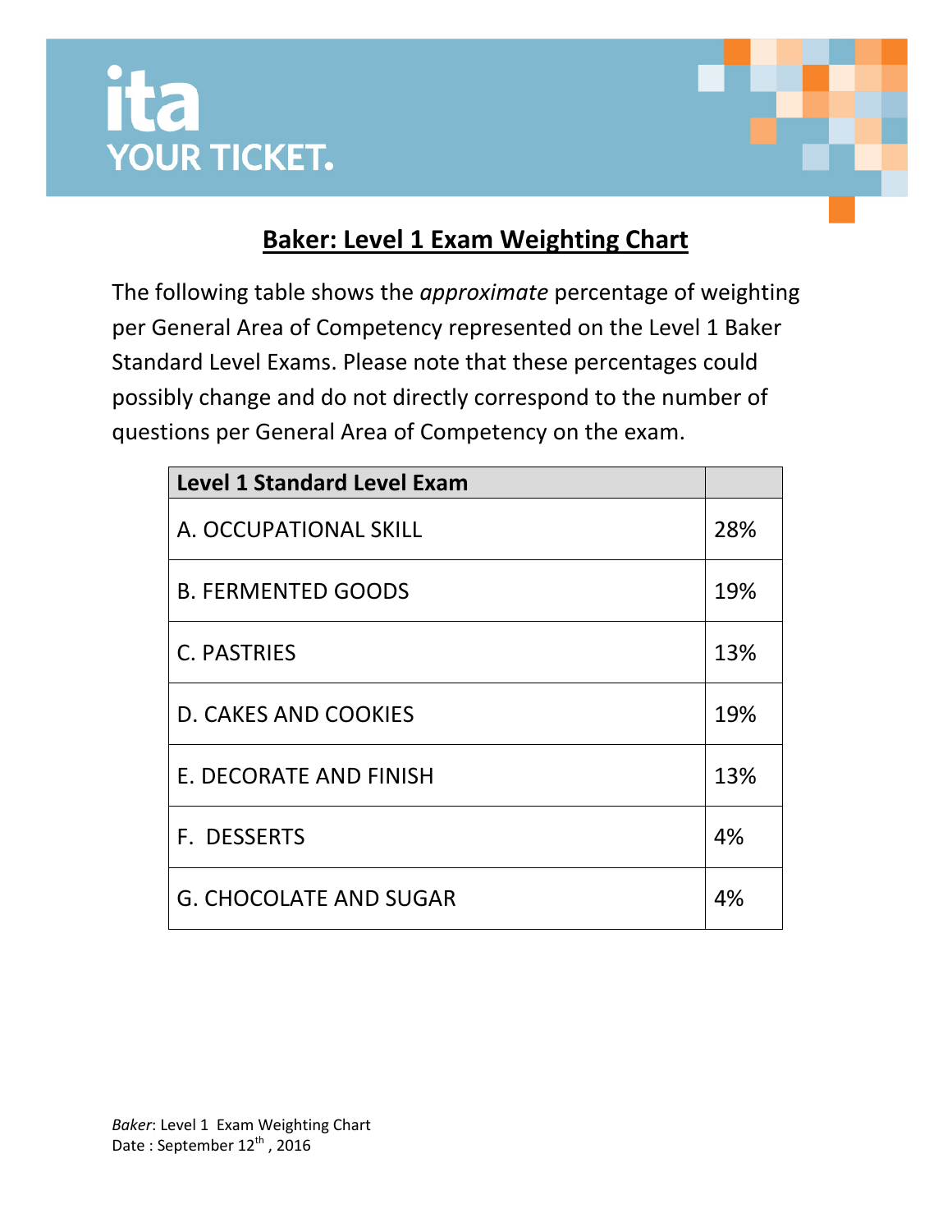ita
YOUR TICKET.

# Baker: Level 1 Exam Weighting Chart

The following table shows the *approximate* percentage of weighting per General Area of Competency represented on the Level 1 Baker Standard Level Exams. Please note that these percentages could possibly change and do not directly correspond to the number of questions per General Area of Competency on the exam.

| Level 1 Standard Level Exam | |
|---|---|
| A. OCCUPATIONAL SKILL | 28% |
| B. FERMENTED GOODS | 19% |
| C. PASTRIES | 13% |
| D. CAKES AND COOKIES | 19% |
| E. DECORATE AND FINISH | 13% |
| F. DESSERTS | 4% |
| G. CHOCOLATE AND SUGAR | 4% |

*Baker*: Level 1 Exam Weighting Chart
Date : September 12th , 2016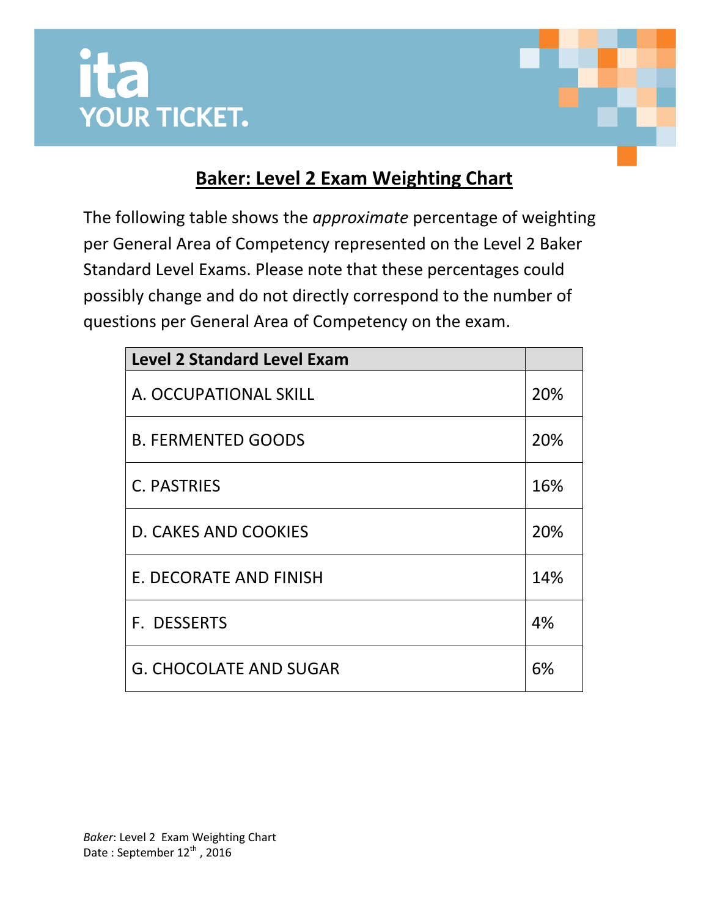# Baker: Level 2 Exam Weighting Chart

The following table shows the *approximate* percentage of weighting per General Area of Competency represented on the Level 2 Baker Standard Level Exams. Please note that these percentages could possibly change and do not directly correspond to the number of questions per General Area of Competency on the exam.

| Level 2 Standard Level Exam | |
|---|---|
| A. OCCUPATIONAL SKILL | 20% |
| B. FERMENTED GOODS | 20% |
| C. PASTRIES | 16% |
| D. CAKES AND COOKIES | 20% |
| E. DECORATE AND FINISH | 14% |
| F. DESSERTS | 4% |
| G. CHOCOLATE AND SUGAR | 6% |